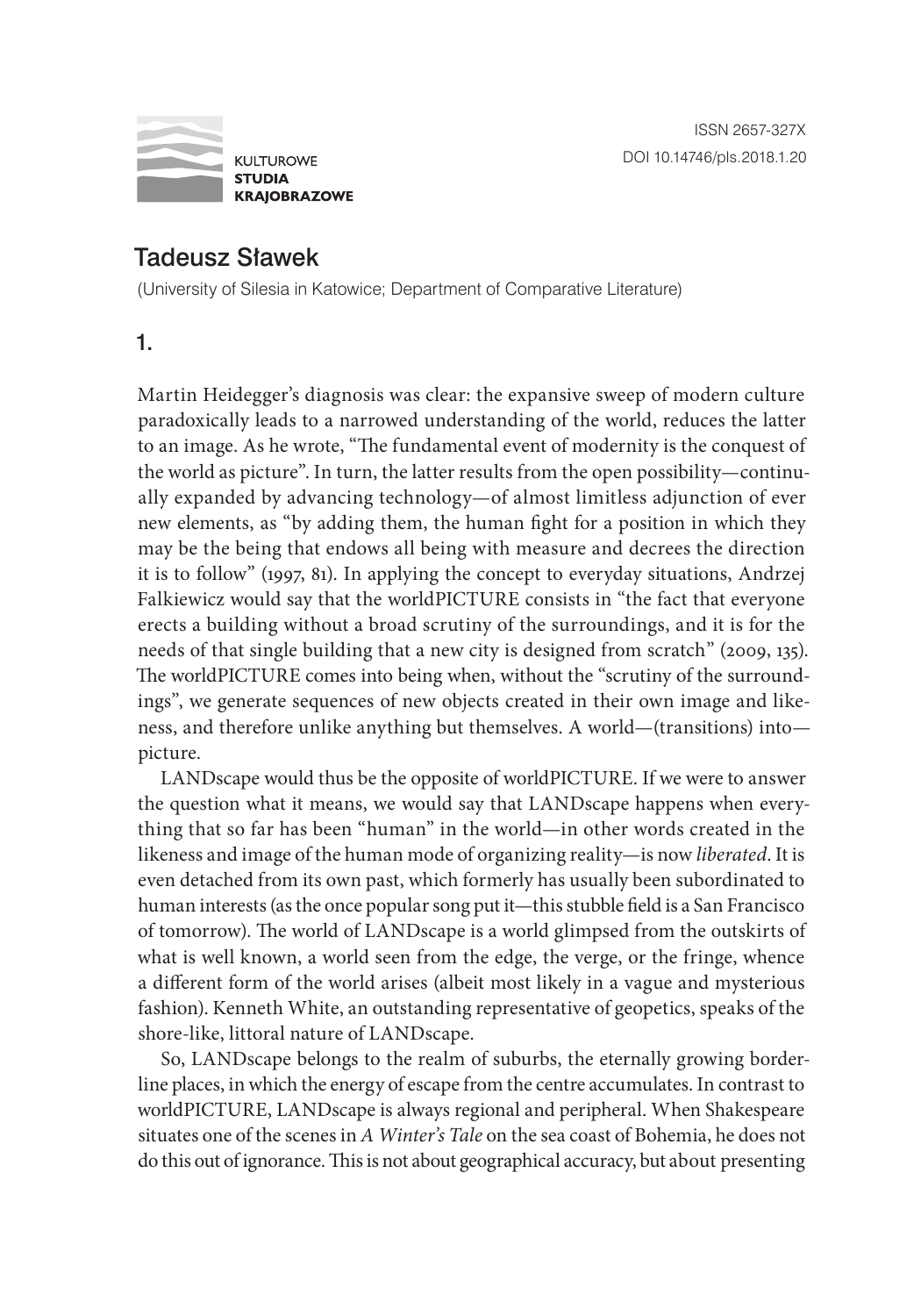ISSN 2657-327X
DOI 10.14746/pls.2018.1.20

KULTUROWE **STUDIA KRAJOBRAZOWE**

# Tadeusz Sławek

(University of Silesia in Katowice; Department of Comparative Literature)

## 1.

Martin Heidegger's diagnosis was clear: the expansive sweep of modern culture paradoxically leads to a narrowed understanding of the world, reduces the latter to an image. As he wrote, "The fundamental event of modernity is the conquest of the world as picture". In turn, the latter results from the open possibility—continually expanded by advancing technology—of almost limitless adjunction of ever new elements, as "by adding them, the human fight for a position in which they may be the being that endows all being with measure and decrees the direction it is to follow" (1997, 81). In applying the concept to everyday situations, Andrzej Falkiewicz would say that the worldPICTURE consists in "the fact that everyone erects a building without a broad scrutiny of the surroundings, and it is for the needs of that single building that a new city is designed from scratch" (2009, 135). The worldPICTURE comes into being when, without the "scrutiny of the surroundings", we generate sequences of new objects created in their own image and likeness, and therefore unlike anything but themselves. A world—(transitions) into—picture.

LANDscape would thus be the opposite of worldPICTURE. If we were to answer the question what it means, we would say that LANDscape happens when everything that so far has been "human" in the world—in other words created in the likeness and image of the human mode of organizing reality—is now *liberated*. It is even detached from its own past, which formerly has usually been subordinated to human interests (as the once popular song put it—this stubble field is a San Francisco of tomorrow). The world of LANDscape is a world glimpsed from the outskirts of what is well known, a world seen from the edge, the verge, or the fringe, whence a different form of the world arises (albeit most likely in a vague and mysterious fashion). Kenneth White, an outstanding representative of geopetics, speaks of the shore-like, littoral nature of LANDscape.

So, LANDscape belongs to the realm of suburbs, the eternally growing borderline places, in which the energy of escape from the centre accumulates. In contrast to worldPICTURE, LANDscape is always regional and peripheral. When Shakespeare situates one of the scenes in *A Winter's Tale* on the sea coast of Bohemia, he does not do this out of ignorance. This is not about geographical accuracy, but about presenting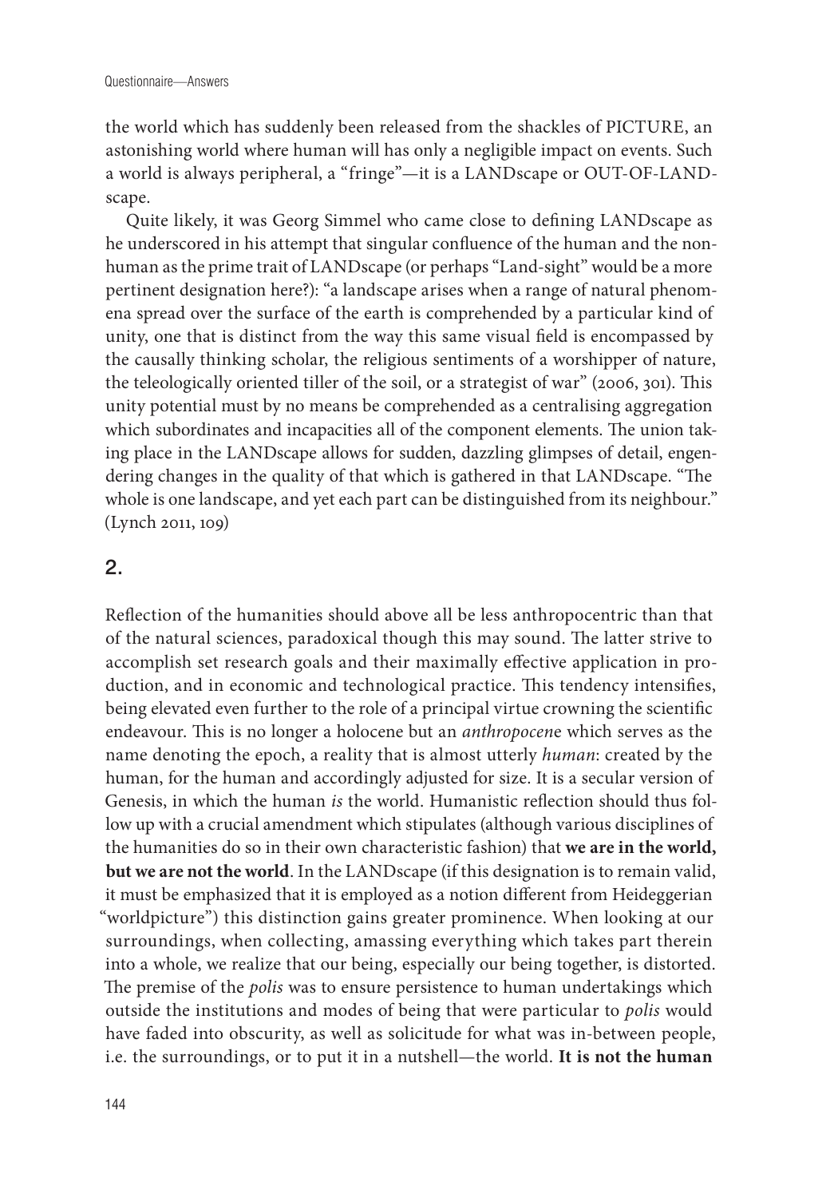the world which has suddenly been released from the shackles of PICTURE, an astonishing world where human will has only a negligible impact on events. Such a world is always peripheral, a "fringe"—it is a LANDscape or OUT-OF-LANDscape.

Quite likely, it was Georg Simmel who came close to defining LANDscape as he underscored in his attempt that singular confluence of the human and the nonhuman as the prime trait of LANDscape (or perhaps "Land-sight" would be a more pertinent designation here?): "a landscape arises when a range of natural phenomena spread over the surface of the earth is comprehended by a particular kind of unity, one that is distinct from the way this same visual field is encompassed by the causally thinking scholar, the religious sentiments of a worshipper of nature, the teleologically oriented tiller of the soil, or a strategist of war" (2006, 301). This unity potential must by no means be comprehended as a centralising aggregation which subordinates and incapacities all of the component elements. The union taking place in the LANDscape allows for sudden, dazzling glimpses of detail, engendering changes in the quality of that which is gathered in that LANDscape. "The whole is one landscape, and yet each part can be distinguished from its neighbour." (Lynch 2011, 109)

## 2.

Reflection of the humanities should above all be less anthropocentric than that of the natural sciences, paradoxical though this may sound. The latter strive to accomplish set research goals and their maximally effective application in production, and in economic and technological practice. This tendency intensifies, being elevated even further to the role of a principal virtue crowning the scientific endeavour. This is no longer a holocene but an *anthropocene* which serves as the name denoting the epoch, a reality that is almost utterly *human*: created by the human, for the human and accordingly adjusted for size. It is a secular version of Genesis, in which the human *is* the world. Humanistic reflection should thus follow up with a crucial amendment which stipulates (although various disciplines of the humanities do so in their own characteristic fashion) that **we are in the world, but we are not the world**. In the LANDscape (if this designation is to remain valid, it must be emphasized that it is employed as a notion different from Heideggerian "worldpicture") this distinction gains greater prominence. When looking at our surroundings, when collecting, amassing everything which takes part therein into a whole, we realize that our being, especially our being together, is distorted. The premise of the *polis* was to ensure persistence to human undertakings which outside the institutions and modes of being that were particular to *polis* would have faded into obscurity, as well as solicitude for what was in-between people, i.e. the surroundings, or to put it in a nutshell—the world. **It is not the human**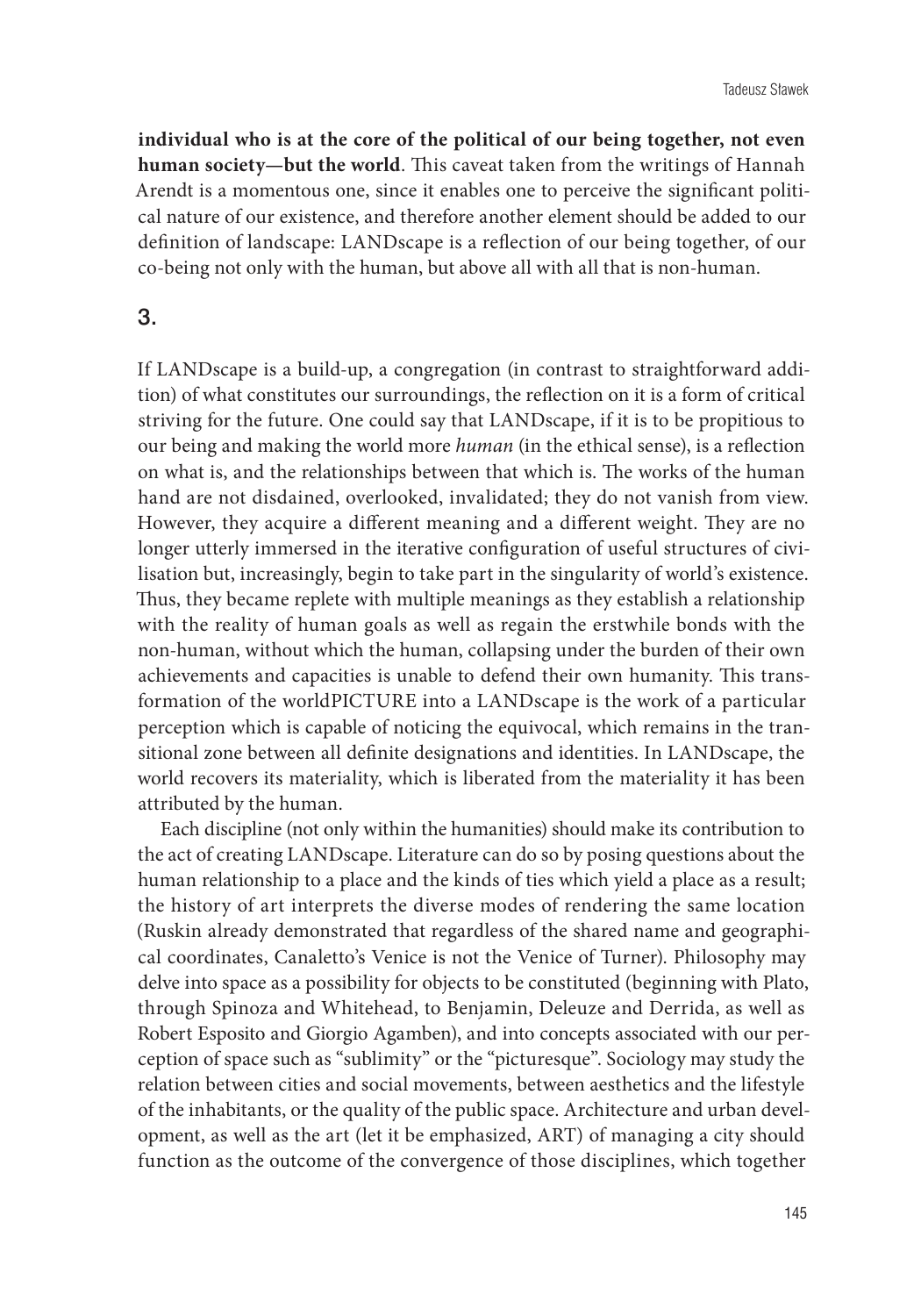**individual who is at the core of the political of our being together, not even human society—but the world**. This caveat taken from the writings of Hannah Arendt is a momentous one, since it enables one to perceive the significant political nature of our existence, and therefore another element should be added to our definition of landscape: LANDscape is a reflection of our being together, of our co-being not only with the human, but above all with all that is non-human.

## 3.

If LANDscape is a build-up, a congregation (in contrast to straightforward addition) of what constitutes our surroundings, the reflection on it is a form of critical striving for the future. One could say that LANDscape, if it is to be propitious to our being and making the world more *human* (in the ethical sense), is a reflection on what is, and the relationships between that which is. The works of the human hand are not disdained, overlooked, invalidated; they do not vanish from view. However, they acquire a different meaning and a different weight. They are no longer utterly immersed in the iterative configuration of useful structures of civilisation but, increasingly, begin to take part in the singularity of world's existence. Thus, they became replete with multiple meanings as they establish a relationship with the reality of human goals as well as regain the erstwhile bonds with the non-human, without which the human, collapsing under the burden of their own achievements and capacities is unable to defend their own humanity. This transformation of the worldPICTURE into a LANDscape is the work of a particular perception which is capable of noticing the equivocal, which remains in the transitional zone between all definite designations and identities. In LANDscape, the world recovers its materiality, which is liberated from the materiality it has been attributed by the human.

Each discipline (not only within the humanities) should make its contribution to the act of creating LANDscape. Literature can do so by posing questions about the human relationship to a place and the kinds of ties which yield a place as a result; the history of art interprets the diverse modes of rendering the same location (Ruskin already demonstrated that regardless of the shared name and geographical coordinates, Canaletto's Venice is not the Venice of Turner). Philosophy may delve into space as a possibility for objects to be constituted (beginning with Plato, through Spinoza and Whitehead, to Benjamin, Deleuze and Derrida, as well as Robert Esposito and Giorgio Agamben), and into concepts associated with our perception of space such as "sublimity" or the "picturesque". Sociology may study the relation between cities and social movements, between aesthetics and the lifestyle of the inhabitants, or the quality of the public space. Architecture and urban development, as well as the art (let it be emphasized, ART) of managing a city should function as the outcome of the convergence of those disciplines, which together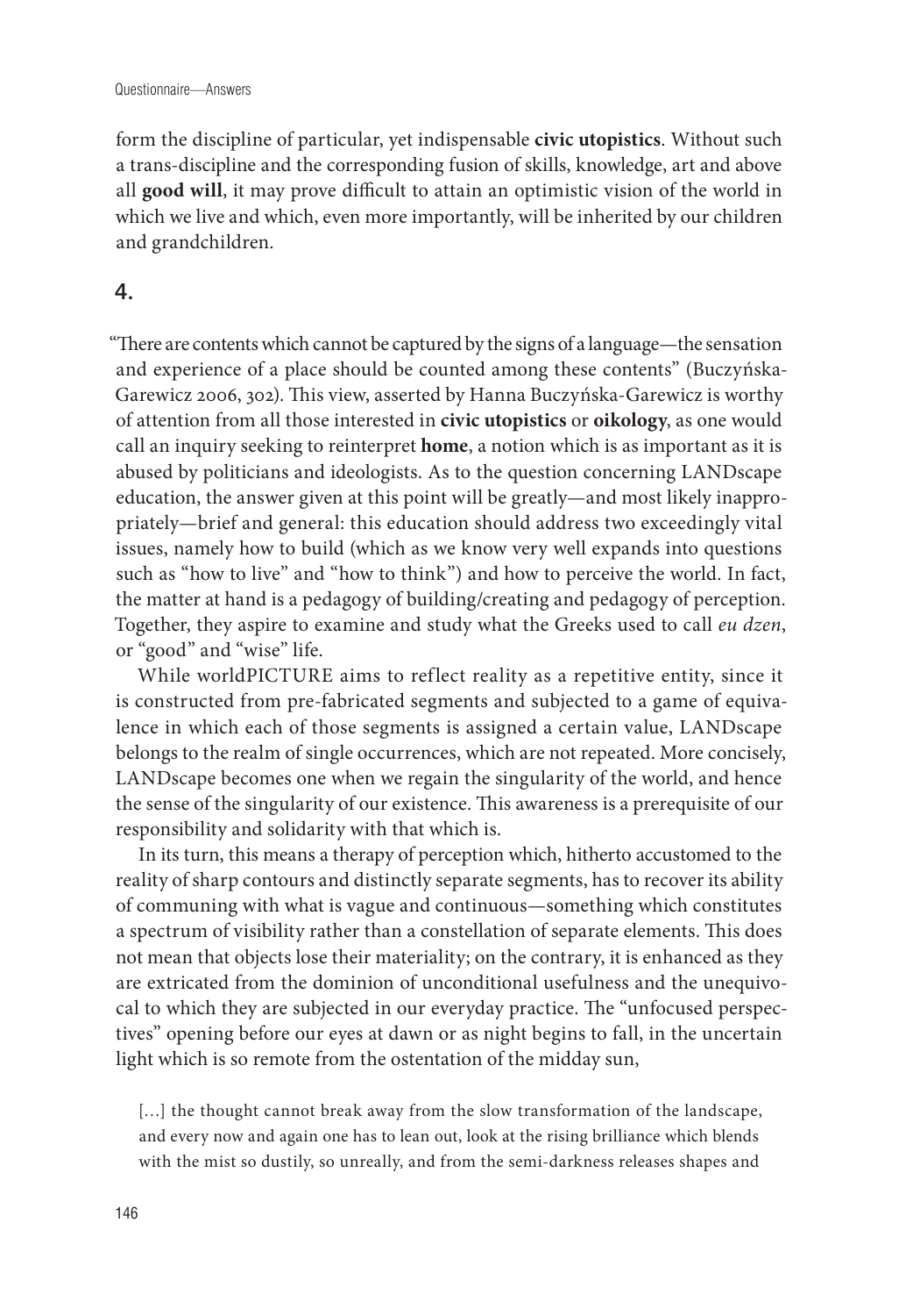form the discipline of particular, yet indispensable **civic utopistics**. Without such a trans-discipline and the corresponding fusion of skills, knowledge, art and above all **good will**, it may prove difficult to attain an optimistic vision of the world in which we live and which, even more importantly, will be inherited by our children and grandchildren.

## 4.

"There are contents which cannot be captured by the signs of a language—the sensation and experience of a place should be counted among these contents" (Buczyńska-Garewicz 2006, 302). This view, asserted by Hanna Buczyńska-Garewicz is worthy of attention from all those interested in **civic utopistics** or **oikology**, as one would call an inquiry seeking to reinterpret **home**, a notion which is as important as it is abused by politicians and ideologists. As to the question concerning LANDscape education, the answer given at this point will be greatly—and most likely inappropriately—brief and general: this education should address two exceedingly vital issues, namely how to build (which as we know very well expands into questions such as "how to live" and "how to think") and how to perceive the world. In fact, the matter at hand is a pedagogy of building/creating and pedagogy of perception. Together, they aspire to examine and study what the Greeks used to call *eu dzen*, or "good" and "wise" life.

While worldPICTURE aims to reflect reality as a repetitive entity, since it is constructed from pre-fabricated segments and subjected to a game of equivalence in which each of those segments is assigned a certain value, LANDscape belongs to the realm of single occurrences, which are not repeated. More concisely, LANDscape becomes one when we regain the singularity of the world, and hence the sense of the singularity of our existence. This awareness is a prerequisite of our responsibility and solidarity with that which is.

In its turn, this means a therapy of perception which, hitherto accustomed to the reality of sharp contours and distinctly separate segments, has to recover its ability of communing with what is vague and continuous—something which constitutes a spectrum of visibility rather than a constellation of separate elements. This does not mean that objects lose their materiality; on the contrary, it is enhanced as they are extricated from the dominion of unconditional usefulness and the unequivocal to which they are subjected in our everyday practice. The "unfocused perspectives" opening before our eyes at dawn or as night begins to fall, in the uncertain light which is so remote from the ostentation of the midday sun,

> […] the thought cannot break away from the slow transformation of the landscape, and every now and again one has to lean out, look at the rising brilliance which blends with the mist so dustily, so unreally, and from the semi-darkness releases shapes and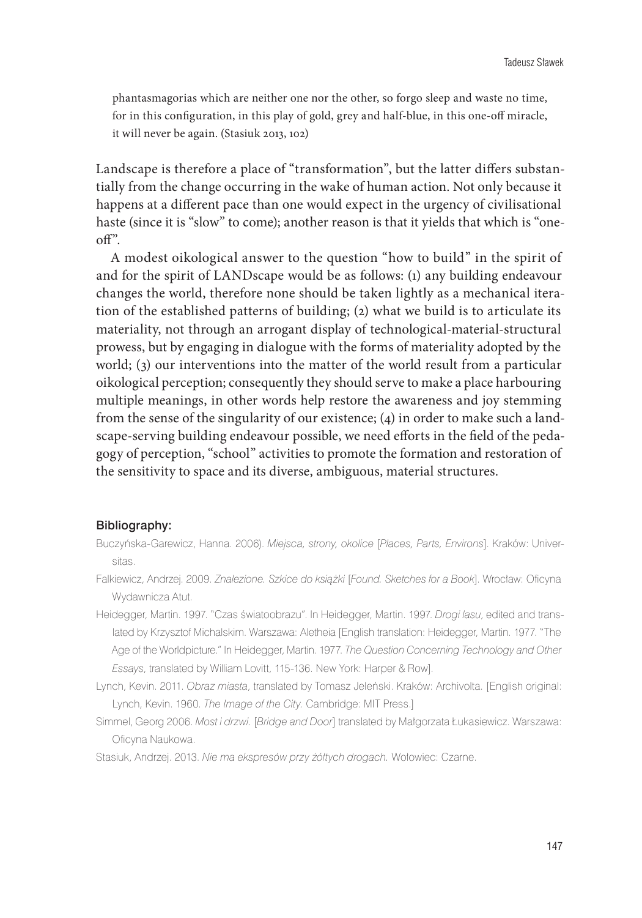phantasmagorias which are neither one nor the other, so forgo sleep and waste no time, for in this configuration, in this play of gold, grey and half-blue, in this one-off miracle, it will never be again. (Stasiuk 2013, 102)

Landscape is therefore a place of "transformation", but the latter differs substantially from the change occurring in the wake of human action. Not only because it happens at a different pace than one would expect in the urgency of civilisational haste (since it is "slow" to come); another reason is that it yields that which is "one-off".

A modest oikological answer to the question "how to build" in the spirit of and for the spirit of LANDscape would be as follows: (1) any building endeavour changes the world, therefore none should be taken lightly as a mechanical iteration of the established patterns of building; (2) what we build is to articulate its materiality, not through an arrogant display of technological-material-structural prowess, but by engaging in dialogue with the forms of materiality adopted by the world; (3) our interventions into the matter of the world result from a particular oikological perception; consequently they should serve to make a place harbouring multiple meanings, in other words help restore the awareness and joy stemming from the sense of the singularity of our existence; (4) in order to make such a landscape-serving building endeavour possible, we need efforts in the field of the pedagogy of perception, "school" activities to promote the formation and restoration of the sensitivity to space and its diverse, ambiguous, material structures.

## Bibliography:

Buczyńska-Garewicz, Hanna. 2006). *Miejsca, strony, okolice* [*Places, Parts, Environs*]. Kraków: Universitas.

Falkiewicz, Andrzej. 2009. *Znalezione. Szkice do książki* [*Found. Sketches for a Book*]. Wrocław: Oficyna Wydawnicza Atut.

Heidegger, Martin. 1997. "Czas światoobrazu". In Heidegger, Martin. 1997. *Drogi lasu*, edited and translated by Krzysztof Michalskim. Warszawa: Aletheia [English translation: Heidegger, Martin. 1977. "The Age of the Worldpicture." In Heidegger, Martin. 1977. *The Question Concerning Technology and Other Essays*, translated by William Lovitt, 115-136. New York: Harper & Row].

Lynch, Kevin. 2011. *Obraz miasta*, translated by Tomasz Jeleński. Kraków: Archivolta. [English original: Lynch, Kevin. 1960. *The Image of the City.* Cambridge: MIT Press.]

Simmel, Georg 2006. *Most i drzwi.* [*Bridge and Door*] translated by Małgorzata Łukasiewicz. Warszawa: Oficyna Naukowa.

Stasiuk, Andrzej. 2013. *Nie ma ekspresów przy żółtych drogach.* Wołowiec: Czarne.